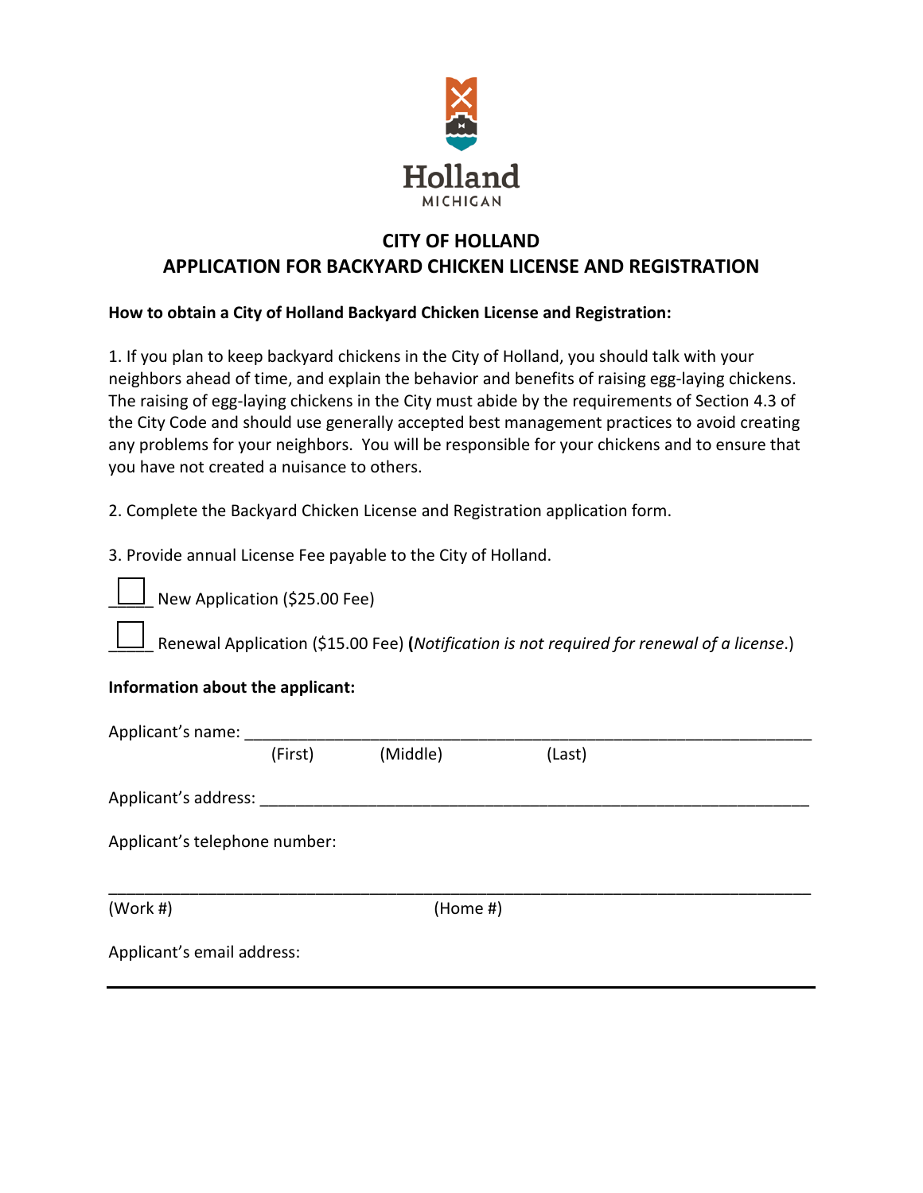Holland
MICHIGAN

# CITY OF HOLLAND
## APPLICATION FOR BACKYARD CHICKEN LICENSE AND REGISTRATION

**How to obtain a City of Holland Backyard Chicken License and Registration:**

1. If you plan to keep backyard chickens in the City of Holland, you should talk with your neighbors ahead of time, and explain the behavior and benefits of raising egg-laying chickens. The raising of egg-laying chickens in the City must abide by the requirements of Section 4.3 of the City Code and should use generally accepted best management practices to avoid creating any problems for your neighbors. You will be responsible for your chickens and to ensure that you have not created a nuisance to others.

2. Complete the Backyard Chicken License and Registration application form.

3. Provide annual License Fee payable to the City of Holland.

☐ New Application ($25.00 Fee)

☐ Renewal Application ($15.00 Fee) (*Notification is not required for renewal of a license.*)

**Information about the applicant:**

Applicant's name: ___________________________________________________________
(First) (Middle) (Last)

Applicant's address: _________________________________________________________

Applicant's telephone number:

_____________________________________________________________________________
(Work #) (Home #)

Applicant's email address:

_____________________________________________________________________________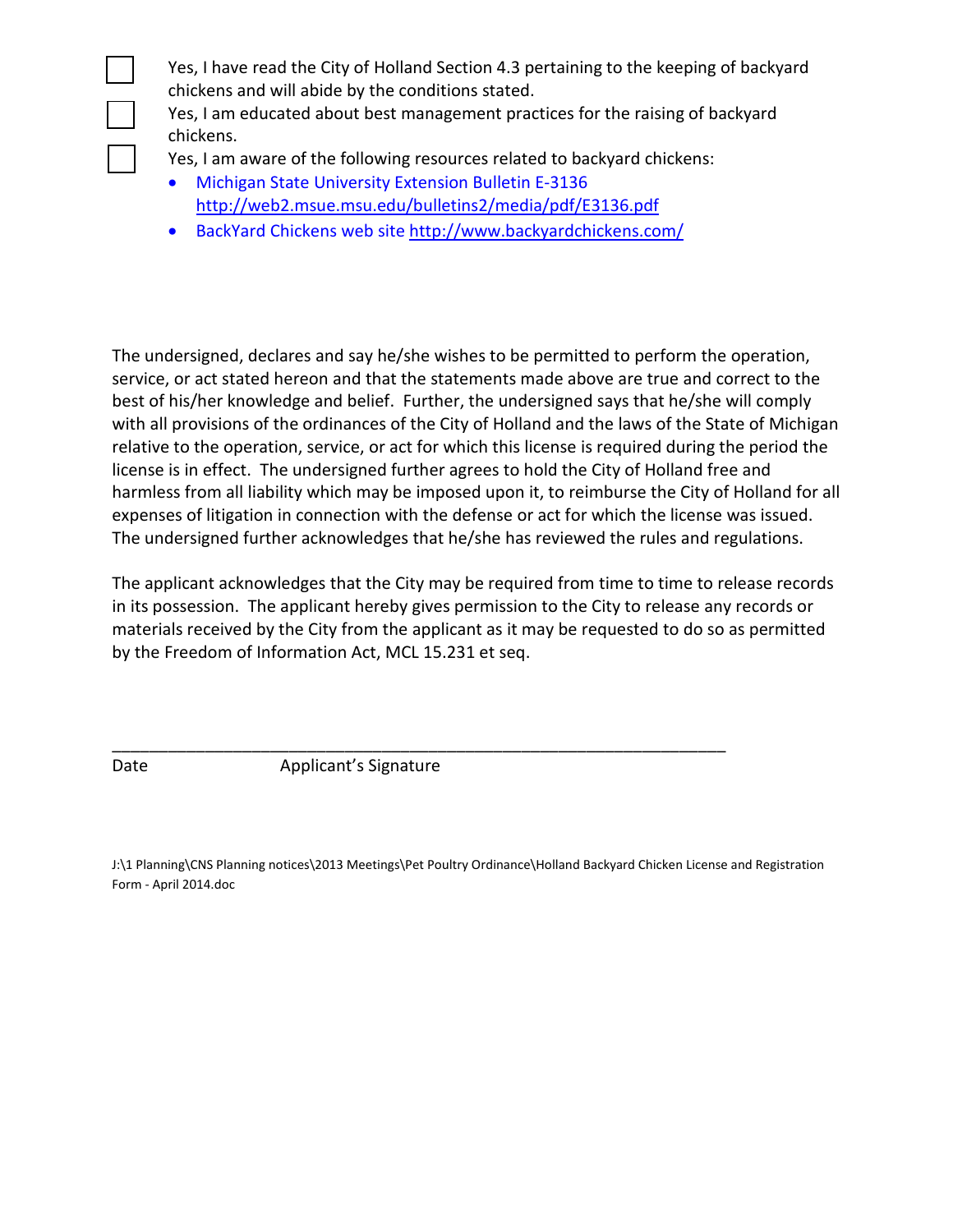- [ ] Yes, I have read the City of Holland Section 4.3 pertaining to the keeping of backyard chickens and will abide by the conditions stated.
- [ ] Yes, I am educated about best management practices for the raising of backyard chickens.
- [ ] Yes, I am aware of the following resources related to backyard chickens:
    - Michigan State University Extension Bulletin E-3136 http://web2.msue.msu.edu/bulletins2/media/pdf/E3136.pdf
    - BackYard Chickens web site http://www.backyardchickens.com/

The undersigned, declares and say he/she wishes to be permitted to perform the operation, service, or act stated hereon and that the statements made above are true and correct to the best of his/her knowledge and belief. Further, the undersigned says that he/she will comply with all provisions of the ordinances of the City of Holland and the laws of the State of Michigan relative to the operation, service, or act for which this license is required during the period the license is in effect. The undersigned further agrees to hold the City of Holland free and harmless from all liability which may be imposed upon it, to reimburse the City of Holland for all expenses of litigation in connection with the defense or act for which the license was issued. The undersigned further acknowledges that he/she has reviewed the rules and regulations.

The applicant acknowledges that the City may be required from time to time to release records in its possession. The applicant hereby gives permission to the City to release any records or materials received by the City from the applicant as it may be requested to do so as permitted by the Freedom of Information Act, MCL 15.231 et seq.

\_\_\_\_\_\_\_\_\_\_\_\_\_\_\_\_\_\_\_\_\_\_\_\_\_\_\_\_\_\_\_\_\_\_\_\_\_\_\_\_\_\_\_\_\_\_\_\_\_\_\_\_\_\_\_\_\_\_\_\_\_\_\_\_\_\_

Date                    Applicant's Signature

J:\1 Planning\CNS Planning notices\2013 Meetings\Pet Poultry Ordinance\Holland Backyard Chicken License and Registration Form - April 2014.doc